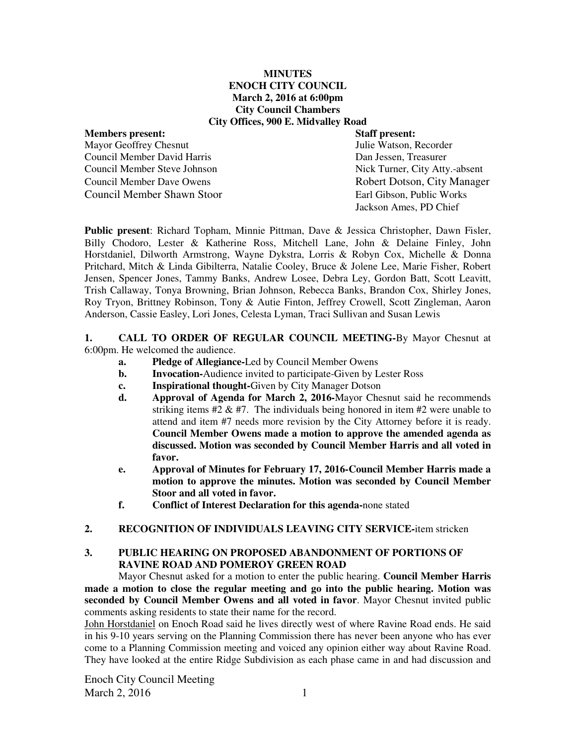**MINUTES**
**ENOCH CITY COUNCIL**
**March 2, 2016 at 6:00pm**
**City Council Chambers**
**City Offices, 900 E. Midvalley Road**

| **Members present:** | **Staff present:** |
|---|---|
| Mayor Geoffrey Chesnut | Julie Watson, Recorder |
| Council Member David Harris | Dan Jessen, Treasurer |
| Council Member Steve Johnson | Nick Turner, City Atty.-absent |
| Council Member Dave Owens | Robert Dotson, City Manager |
| Council Member Shawn Stoor | Earl Gibson, Public Works |
| | Jackson Ames, PD Chief |

**Public present**: Richard Topham, Minnie Pittman, Dave & Jessica Christopher, Dawn Fisler, Billy Chodoro, Lester & Katherine Ross, Mitchell Lane, John & Delaine Finley, John Horstdaniel, Dilworth Armstrong, Wayne Dykstra, Lorris & Robyn Cox, Michelle & Donna Pritchard, Mitch & Linda Gibilterra, Natalie Cooley, Bruce & Jolene Lee, Marie Fisher, Robert Jensen, Spencer Jones, Tammy Banks, Andrew Losee, Debra Ley, Gordon Batt, Scott Leavitt, Trish Callaway, Tonya Browning, Brian Johnson, Rebecca Banks, Brandon Cox, Shirley Jones, Roy Tryon, Brittney Robinson, Tony & Autie Finton, Jeffrey Crowell, Scott Zingleman, Aaron Anderson, Cassie Easley, Lori Jones, Celesta Lyman, Traci Sullivan and Susan Lewis

**1. CALL TO ORDER OF REGULAR COUNCIL MEETING-**By Mayor Chesnut at 6:00pm. He welcomed the audience.

- **a. Pledge of Allegiance-**Led by Council Member Owens
- **b. Invocation-**Audience invited to participate-Given by Lester Ross
- **c. Inspirational thought-**Given by City Manager Dotson
- **d. Approval of Agenda for March 2, 2016-**Mayor Chesnut said he recommends striking items #2 & #7. The individuals being honored in item #2 were unable to attend and item #7 needs more revision by the City Attorney before it is ready. **Council Member Owens made a motion to approve the amended agenda as discussed. Motion was seconded by Council Member Harris and all voted in favor.**
- **e. Approval of Minutes for February 17, 2016-Council Member Harris made a motion to approve the minutes. Motion was seconded by Council Member Stoor and all voted in favor.**
- **f. Conflict of Interest Declaration for this agenda-**none stated

**2. RECOGNITION OF INDIVIDUALS LEAVING CITY SERVICE-**item stricken

**3. PUBLIC HEARING ON PROPOSED ABANDONMENT OF PORTIONS OF RAVINE ROAD AND POMEROY GREEN ROAD**

Mayor Chesnut asked for a motion to enter the public hearing. **Council Member Harris made a motion to close the regular meeting and go into the public hearing. Motion was seconded by Council Member Owens and all voted in favor**. Mayor Chesnut invited public comments asking residents to state their name for the record.

John Horstdaniel on Enoch Road said he lives directly west of where Ravine Road ends. He said in his 9-10 years serving on the Planning Commission there has never been anyone who has ever come to a Planning Commission meeting and voiced any opinion either way about Ravine Road. They have looked at the entire Ridge Subdivision as each phase came in and had discussion and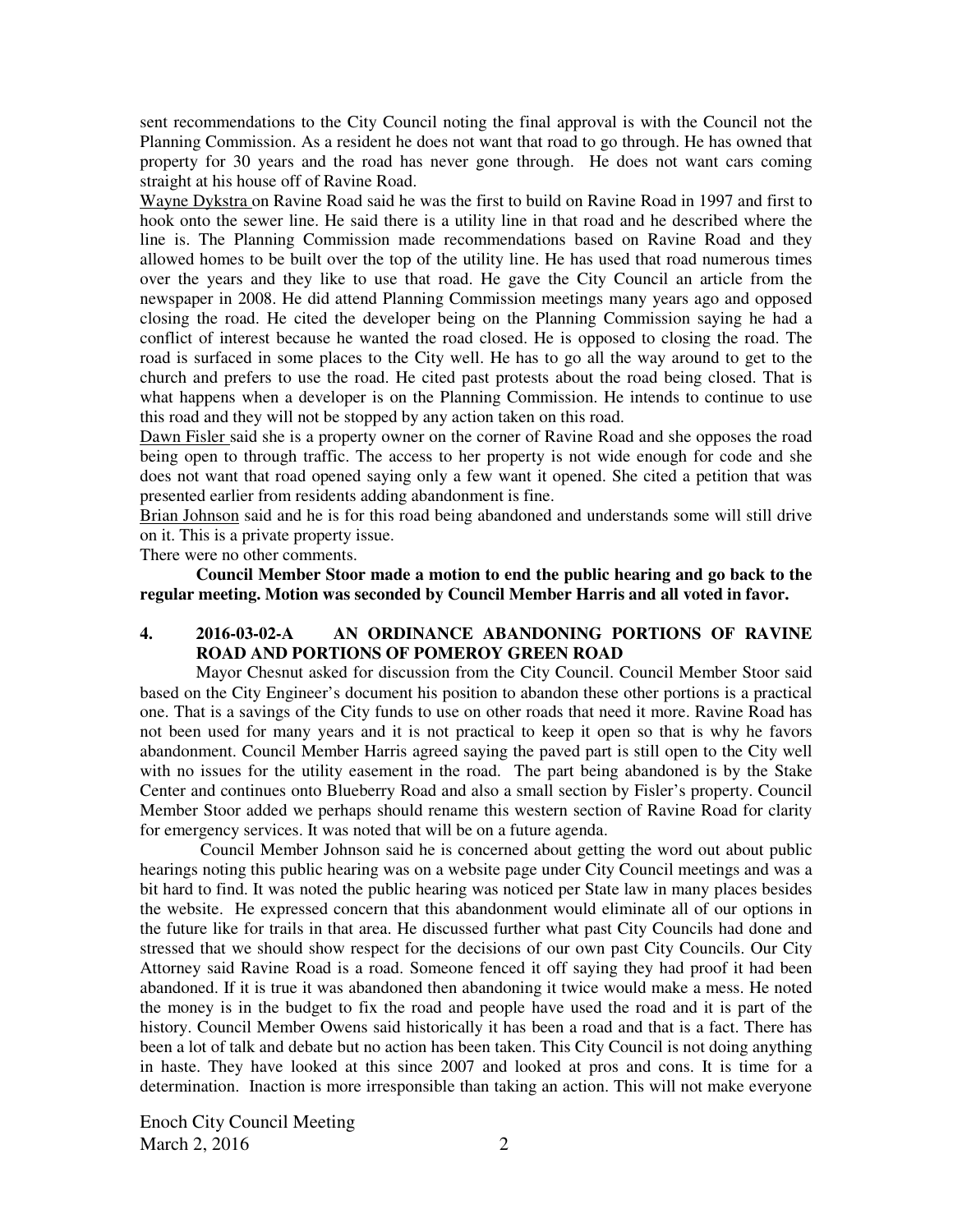sent recommendations to the City Council noting the final approval is with the Council not the Planning Commission. As a resident he does not want that road to go through. He has owned that property for 30 years and the road has never gone through. He does not want cars coming straight at his house off of Ravine Road.

Wayne Dykstra on Ravine Road said he was the first to build on Ravine Road in 1997 and first to hook onto the sewer line. He said there is a utility line in that road and he described where the line is. The Planning Commission made recommendations based on Ravine Road and they allowed homes to be built over the top of the utility line. He has used that road numerous times over the years and they like to use that road. He gave the City Council an article from the newspaper in 2008. He did attend Planning Commission meetings many years ago and opposed closing the road. He cited the developer being on the Planning Commission saying he had a conflict of interest because he wanted the road closed. He is opposed to closing the road. The road is surfaced in some places to the City well. He has to go all the way around to get to the church and prefers to use the road. He cited past protests about the road being closed. That is what happens when a developer is on the Planning Commission. He intends to continue to use this road and they will not be stopped by any action taken on this road.

Dawn Fisler said she is a property owner on the corner of Ravine Road and she opposes the road being open to through traffic. The access to her property is not wide enough for code and she does not want that road opened saying only a few want it opened. She cited a petition that was presented earlier from residents adding abandonment is fine.

Brian Johnson said and he is for this road being abandoned and understands some will still drive on it. This is a private property issue.

There were no other comments.

**Council Member Stoor made a motion to end the public hearing and go back to the regular meeting. Motion was seconded by Council Member Harris and all voted in favor.**

## 4. 2016-03-02-A AN ORDINANCE ABANDONING PORTIONS OF RAVINE ROAD AND PORTIONS OF POMEROY GREEN ROAD

Mayor Chesnut asked for discussion from the City Council. Council Member Stoor said based on the City Engineer's document his position to abandon these other portions is a practical one. That is a savings of the City funds to use on other roads that need it more. Ravine Road has not been used for many years and it is not practical to keep it open so that is why he favors abandonment. Council Member Harris agreed saying the paved part is still open to the City well with no issues for the utility easement in the road. The part being abandoned is by the Stake Center and continues onto Blueberry Road and also a small section by Fisler's property. Council Member Stoor added we perhaps should rename this western section of Ravine Road for clarity for emergency services. It was noted that will be on a future agenda.

Council Member Johnson said he is concerned about getting the word out about public hearings noting this public hearing was on a website page under City Council meetings and was a bit hard to find. It was noted the public hearing was noticed per State law in many places besides the website. He expressed concern that this abandonment would eliminate all of our options in the future like for trails in that area. He discussed further what past City Councils had done and stressed that we should show respect for the decisions of our own past City Councils. Our City Attorney said Ravine Road is a road. Someone fenced it off saying they had proof it had been abandoned. If it is true it was abandoned then abandoning it twice would make a mess. He noted the money is in the budget to fix the road and people have used the road and it is part of the history. Council Member Owens said historically it has been a road and that is a fact. There has been a lot of talk and debate but no action has been taken. This City Council is not doing anything in haste. They have looked at this since 2007 and looked at pros and cons. It is time for a determination. Inaction is more irresponsible than taking an action. This will not make everyone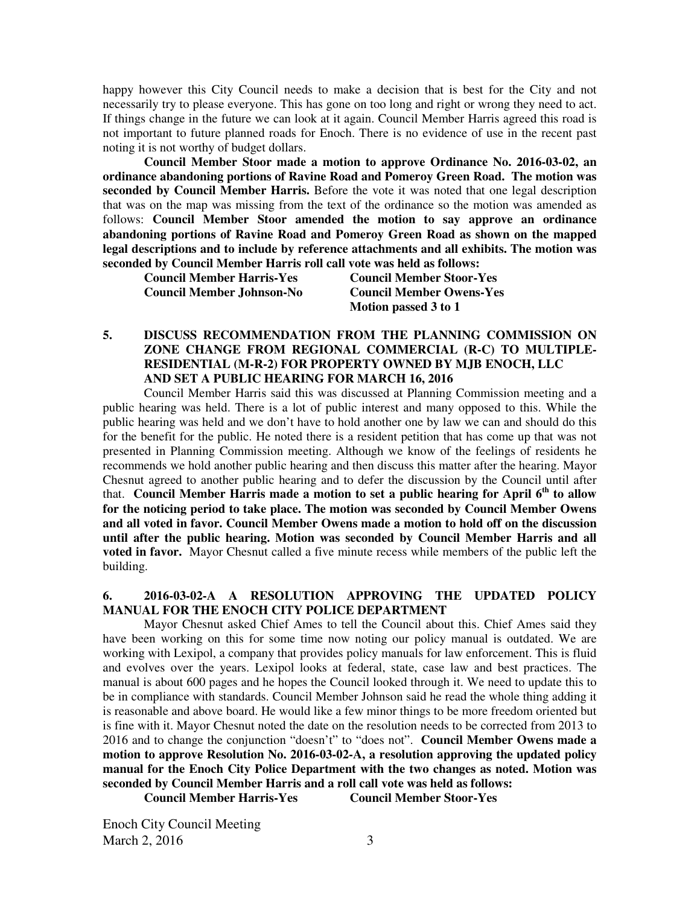happy however this City Council needs to make a decision that is best for the City and not necessarily try to please everyone. This has gone on too long and right or wrong they need to act. If things change in the future we can look at it again. Council Member Harris agreed this road is not important to future planned roads for Enoch. There is no evidence of use in the recent past noting it is not worthy of budget dollars.

**Council Member Stoor made a motion to approve Ordinance No. 2016-03-02, an ordinance abandoning portions of Ravine Road and Pomeroy Green Road. The motion was seconded by Council Member Harris.** Before the vote it was noted that one legal description that was on the map was missing from the text of the ordinance so the motion was amended as follows: **Council Member Stoor amended the motion to say approve an ordinance abandoning portions of Ravine Road and Pomeroy Green Road as shown on the mapped legal descriptions and to include by reference attachments and all exhibits. The motion was seconded by Council Member Harris roll call vote was held as follows:**

**Council Member Harris-Yes** **Council Member Stoor-Yes**
**Council Member Johnson-No** **Council Member Owens-Yes**
**Motion passed 3 to 1**

## 5. DISCUSS RECOMMENDATION FROM THE PLANNING COMMISSION ON ZONE CHANGE FROM REGIONAL COMMERCIAL (R-C) TO MULTIPLE-RESIDENTIAL (M-R-2) FOR PROPERTY OWNED BY MJB ENOCH, LLC AND SET A PUBLIC HEARING FOR MARCH 16, 2016

Council Member Harris said this was discussed at Planning Commission meeting and a public hearing was held. There is a lot of public interest and many opposed to this. While the public hearing was held and we don't have to hold another one by law we can and should do this for the benefit for the public. He noted there is a resident petition that has come up that was not presented in Planning Commission meeting. Although we know of the feelings of residents he recommends we hold another public hearing and then discuss this matter after the hearing. Mayor Chesnut agreed to another public hearing and to defer the discussion by the Council until after that. **Council Member Harris made a motion to set a public hearing for April 6th to allow for the noticing period to take place. The motion was seconded by Council Member Owens and all voted in favor. Council Member Owens made a motion to hold off on the discussion until after the public hearing. Motion was seconded by Council Member Harris and all voted in favor.** Mayor Chesnut called a five minute recess while members of the public left the building.

## 6. 2016-03-02-A A RESOLUTION APPROVING THE UPDATED POLICY MANUAL FOR THE ENOCH CITY POLICE DEPARTMENT

Mayor Chesnut asked Chief Ames to tell the Council about this. Chief Ames said they have been working on this for some time now noting our policy manual is outdated. We are working with Lexipol, a company that provides policy manuals for law enforcement. This is fluid and evolves over the years. Lexipol looks at federal, state, case law and best practices. The manual is about 600 pages and he hopes the Council looked through it. We need to update this to be in compliance with standards. Council Member Johnson said he read the whole thing adding it is reasonable and above board. He would like a few minor things to be more freedom oriented but is fine with it. Mayor Chesnut noted the date on the resolution needs to be corrected from 2013 to 2016 and to change the conjunction "doesn't" to "does not". **Council Member Owens made a motion to approve Resolution No. 2016-03-02-A, a resolution approving the updated policy manual for the Enoch City Police Department with the two changes as noted. Motion was seconded by Council Member Harris and a roll call vote was held as follows:**

**Council Member Harris-Yes** **Council Member Stoor-Yes**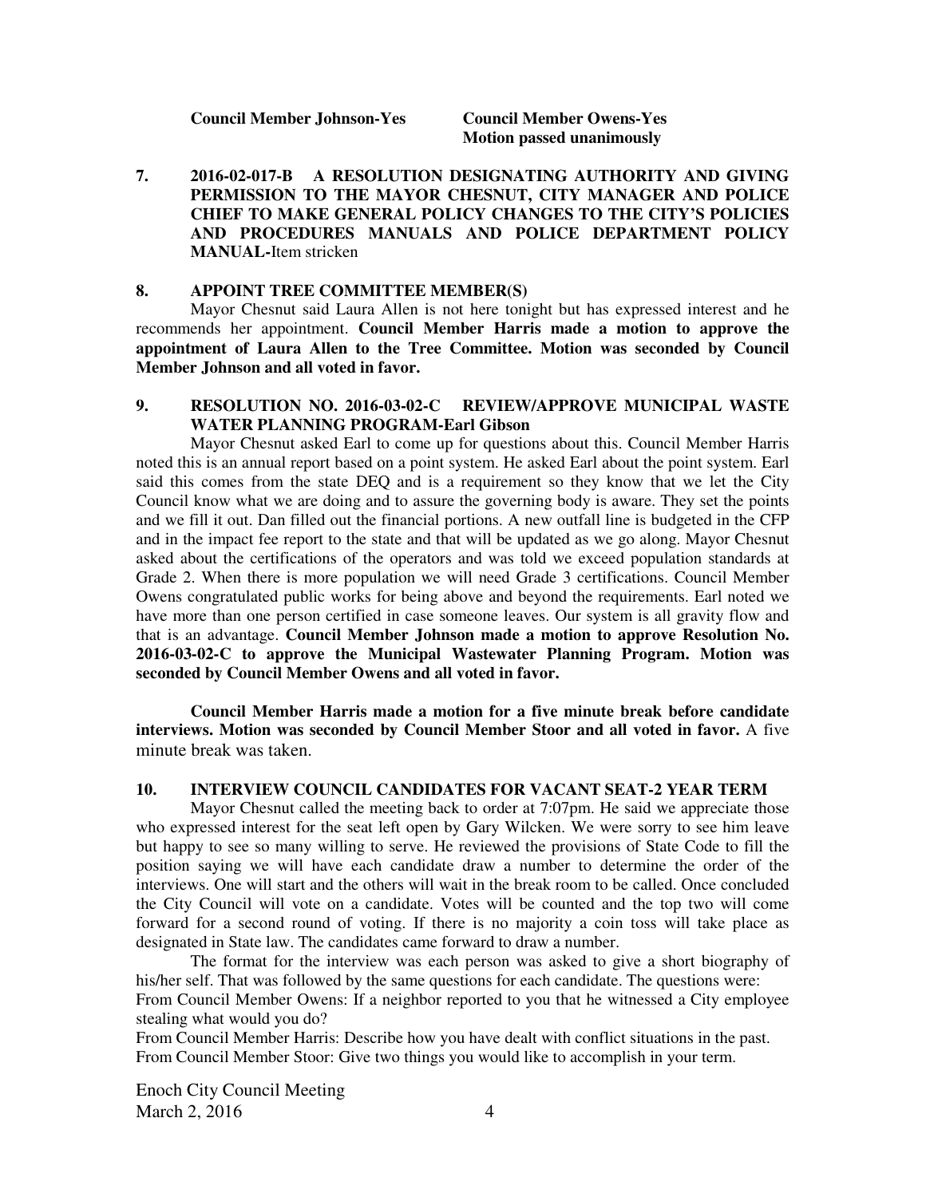**Council Member Johnson-Yes** **Council Member Owens-Yes**
**Motion passed unanimously**

**7. 2016-02-017-B A RESOLUTION DESIGNATING AUTHORITY AND GIVING PERMISSION TO THE MAYOR CHESNUT, CITY MANAGER AND POLICE CHIEF TO MAKE GENERAL POLICY CHANGES TO THE CITY'S POLICIES AND PROCEDURES MANUALS AND POLICE DEPARTMENT POLICY MANUAL-**Item stricken

**8. APPOINT TREE COMMITTEE MEMBER(S)**

Mayor Chesnut said Laura Allen is not here tonight but has expressed interest and he recommends her appointment. **Council Member Harris made a motion to approve the appointment of Laura Allen to the Tree Committee. Motion was seconded by Council Member Johnson and all voted in favor.**

**9. RESOLUTION NO. 2016-03-02-C REVIEW/APPROVE MUNICIPAL WASTE WATER PLANNING PROGRAM-Earl Gibson**

Mayor Chesnut asked Earl to come up for questions about this. Council Member Harris noted this is an annual report based on a point system. He asked Earl about the point system. Earl said this comes from the state DEQ and is a requirement so they know that we let the City Council know what we are doing and to assure the governing body is aware. They set the points and we fill it out. Dan filled out the financial portions. A new outfall line is budgeted in the CFP and in the impact fee report to the state and that will be updated as we go along. Mayor Chesnut asked about the certifications of the operators and was told we exceed population standards at Grade 2. When there is more population we will need Grade 3 certifications. Council Member Owens congratulated public works for being above and beyond the requirements. Earl noted we have more than one person certified in case someone leaves. Our system is all gravity flow and that is an advantage. **Council Member Johnson made a motion to approve Resolution No. 2016-03-02-C to approve the Municipal Wastewater Planning Program. Motion was seconded by Council Member Owens and all voted in favor.**

**Council Member Harris made a motion for a five minute break before candidate interviews. Motion was seconded by Council Member Stoor and all voted in favor.** A five minute break was taken.

**10. INTERVIEW COUNCIL CANDIDATES FOR VACANT SEAT-2 YEAR TERM**

Mayor Chesnut called the meeting back to order at 7:07pm. He said we appreciate those who expressed interest for the seat left open by Gary Wilcken. We were sorry to see him leave but happy to see so many willing to serve. He reviewed the provisions of State Code to fill the position saying we will have each candidate draw a number to determine the order of the interviews. One will start and the others will wait in the break room to be called. Once concluded the City Council will vote on a candidate. Votes will be counted and the top two will come forward for a second round of voting. If there is no majority a coin toss will take place as designated in State law. The candidates came forward to draw a number.

The format for the interview was each person was asked to give a short biography of his/her self. That was followed by the same questions for each candidate. The questions were:
From Council Member Owens: If a neighbor reported to you that he witnessed a City employee stealing what would you do?
From Council Member Harris: Describe how you have dealt with conflict situations in the past.
From Council Member Stoor: Give two things you would like to accomplish in your term.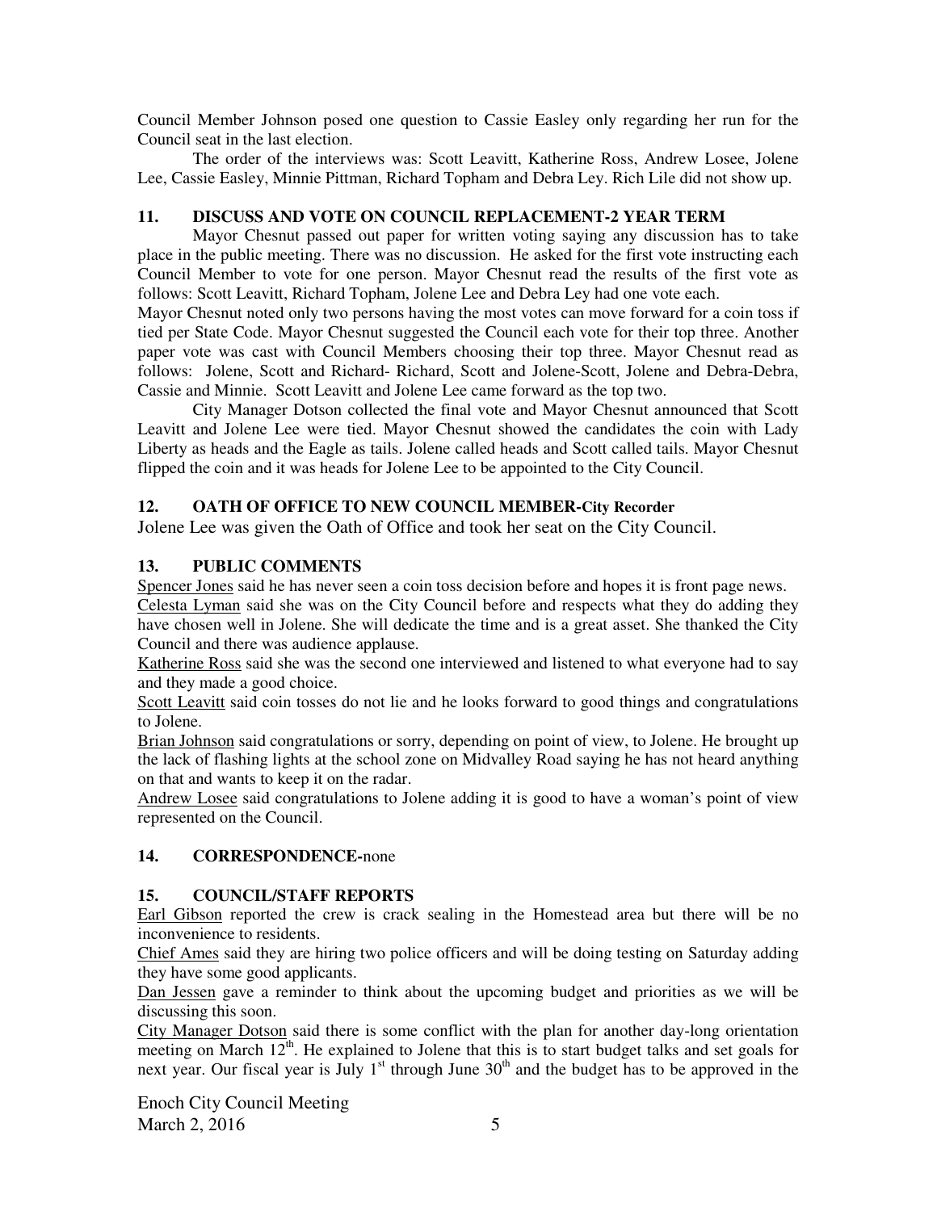Council Member Johnson posed one question to Cassie Easley only regarding her run for the Council seat in the last election.

The order of the interviews was: Scott Leavitt, Katherine Ross, Andrew Losee, Jolene Lee, Cassie Easley, Minnie Pittman, Richard Topham and Debra Ley. Rich Lile did not show up.

### 11. DISCUSS AND VOTE ON COUNCIL REPLACEMENT-2 YEAR TERM

Mayor Chesnut passed out paper for written voting saying any discussion has to take place in the public meeting. There was no discussion. He asked for the first vote instructing each Council Member to vote for one person. Mayor Chesnut read the results of the first vote as follows: Scott Leavitt, Richard Topham, Jolene Lee and Debra Ley had one vote each.

Mayor Chesnut noted only two persons having the most votes can move forward for a coin toss if tied per State Code. Mayor Chesnut suggested the Council each vote for their top three. Another paper vote was cast with Council Members choosing their top three. Mayor Chesnut read as follows: Jolene, Scott and Richard- Richard, Scott and Jolene-Scott, Jolene and Debra-Debra, Cassie and Minnie. Scott Leavitt and Jolene Lee came forward as the top two.

City Manager Dotson collected the final vote and Mayor Chesnut announced that Scott Leavitt and Jolene Lee were tied. Mayor Chesnut showed the candidates the coin with Lady Liberty as heads and the Eagle as tails. Jolene called heads and Scott called tails. Mayor Chesnut flipped the coin and it was heads for Jolene Lee to be appointed to the City Council.

### 12. OATH OF OFFICE TO NEW COUNCIL MEMBER-City Recorder

Jolene Lee was given the Oath of Office and took her seat on the City Council.

### 13. PUBLIC COMMENTS

Spencer Jones said he has never seen a coin toss decision before and hopes it is front page news.

Celesta Lyman said she was on the City Council before and respects what they do adding they have chosen well in Jolene. She will dedicate the time and is a great asset. She thanked the City Council and there was audience applause.

Katherine Ross said she was the second one interviewed and listened to what everyone had to say and they made a good choice.

Scott Leavitt said coin tosses do not lie and he looks forward to good things and congratulations to Jolene.

Brian Johnson said congratulations or sorry, depending on point of view, to Jolene. He brought up the lack of flashing lights at the school zone on Midvalley Road saying he has not heard anything on that and wants to keep it on the radar.

Andrew Losee said congratulations to Jolene adding it is good to have a woman's point of view represented on the Council.

### 14. CORRESPONDENCE-none

### 15. COUNCIL/STAFF REPORTS

Earl Gibson reported the crew is crack sealing in the Homestead area but there will be no inconvenience to residents.

Chief Ames said they are hiring two police officers and will be doing testing on Saturday adding they have some good applicants.

Dan Jessen gave a reminder to think about the upcoming budget and priorities as we will be discussing this soon.

City Manager Dotson said there is some conflict with the plan for another day-long orientation meeting on March 12th. He explained to Jolene that this is to start budget talks and set goals for next year. Our fiscal year is July 1st through June 30th and the budget has to be approved in the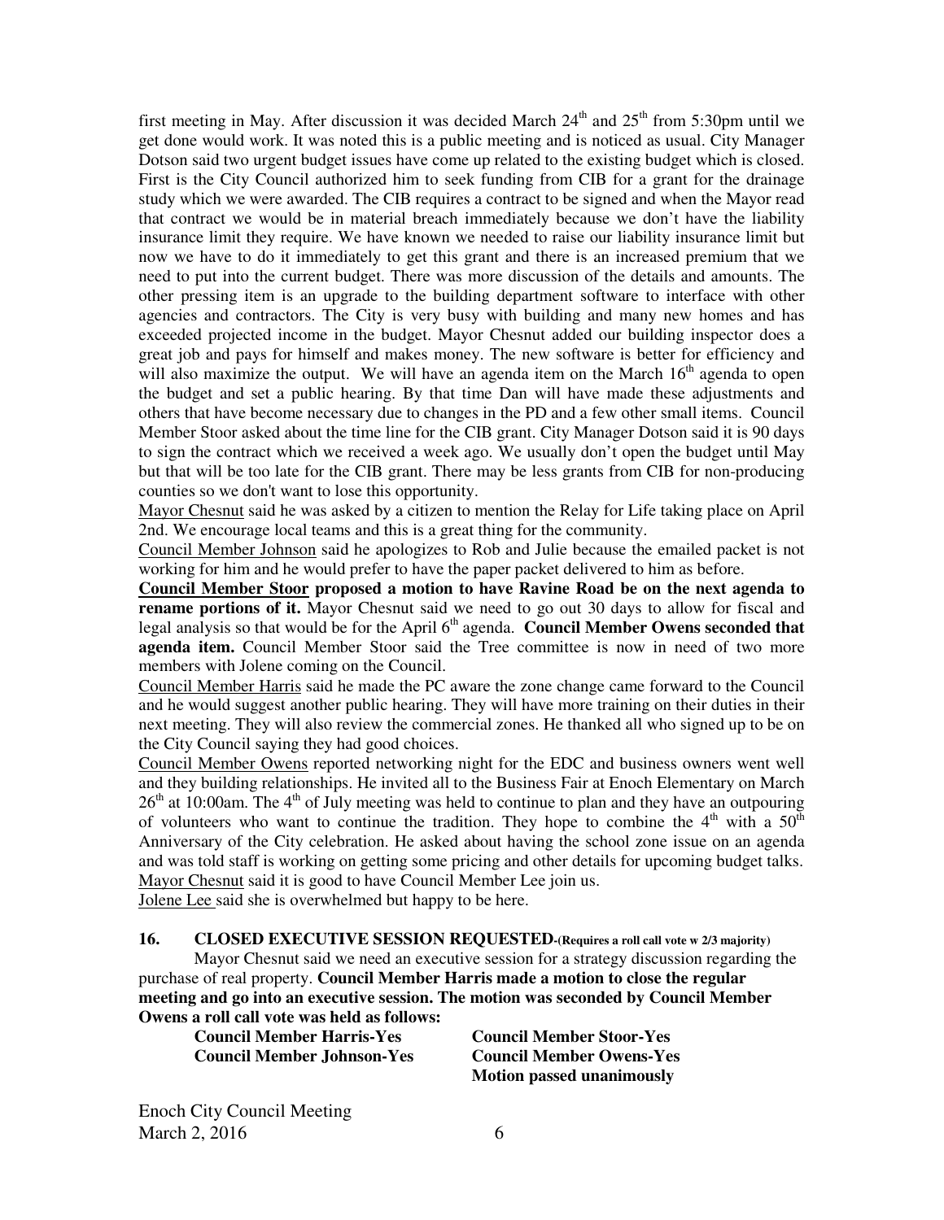first meeting in May. After discussion it was decided March 24th and 25th from 5:30pm until we get done would work. It was noted this is a public meeting and is noticed as usual. City Manager Dotson said two urgent budget issues have come up related to the existing budget which is closed. First is the City Council authorized him to seek funding from CIB for a grant for the drainage study which we were awarded. The CIB requires a contract to be signed and when the Mayor read that contract we would be in material breach immediately because we don't have the liability insurance limit they require. We have known we needed to raise our liability insurance limit but now we have to do it immediately to get this grant and there is an increased premium that we need to put into the current budget. There was more discussion of the details and amounts. The other pressing item is an upgrade to the building department software to interface with other agencies and contractors. The City is very busy with building and many new homes and has exceeded projected income in the budget. Mayor Chesnut added our building inspector does a great job and pays for himself and makes money. The new software is better for efficiency and will also maximize the output. We will have an agenda item on the March 16th agenda to open the budget and set a public hearing. By that time Dan will have made these adjustments and others that have become necessary due to changes in the PD and a few other small items. Council Member Stoor asked about the time line for the CIB grant. City Manager Dotson said it is 90 days to sign the contract which we received a week ago. We usually don't open the budget until May but that will be too late for the CIB grant. There may be less grants from CIB for non-producing counties so we don't want to lose this opportunity.

Mayor Chesnut said he was asked by a citizen to mention the Relay for Life taking place on April 2nd. We encourage local teams and this is a great thing for the community.

Council Member Johnson said he apologizes to Rob and Julie because the emailed packet is not working for him and he would prefer to have the paper packet delivered to him as before.

**Council Member Stoor proposed a motion to have Ravine Road be on the next agenda to rename portions of it.** Mayor Chesnut said we need to go out 30 days to allow for fiscal and legal analysis so that would be for the April 6th agenda. **Council Member Owens seconded that agenda item.** Council Member Stoor said the Tree committee is now in need of two more members with Jolene coming on the Council.

Council Member Harris said he made the PC aware the zone change came forward to the Council and he would suggest another public hearing. They will have more training on their duties in their next meeting. They will also review the commercial zones. He thanked all who signed up to be on the City Council saying they had good choices.

Council Member Owens reported networking night for the EDC and business owners went well and they building relationships. He invited all to the Business Fair at Enoch Elementary on March 26th at 10:00am. The 4th of July meeting was held to continue to plan and they have an outpouring of volunteers who want to continue the tradition. They hope to combine the 4th with a 50th Anniversary of the City celebration. He asked about having the school zone issue on an agenda and was told staff is working on getting some pricing and other details for upcoming budget talks.

Mayor Chesnut said it is good to have Council Member Lee join us.

Jolene Lee said she is overwhelmed but happy to be here.

**16. CLOSED EXECUTIVE SESSION REQUESTED-(Requires a roll call vote w 2/3 majority)**

Mayor Chesnut said we need an executive session for a strategy discussion regarding the purchase of real property. **Council Member Harris made a motion to close the regular meeting and go into an executive session. The motion was seconded by Council Member Owens a roll call vote was held as follows:**

**Council Member Harris-Yes**
**Council Member Stoor-Yes**
**Council Member Johnson-Yes**
**Council Member Owens-Yes**
**Motion passed unanimously**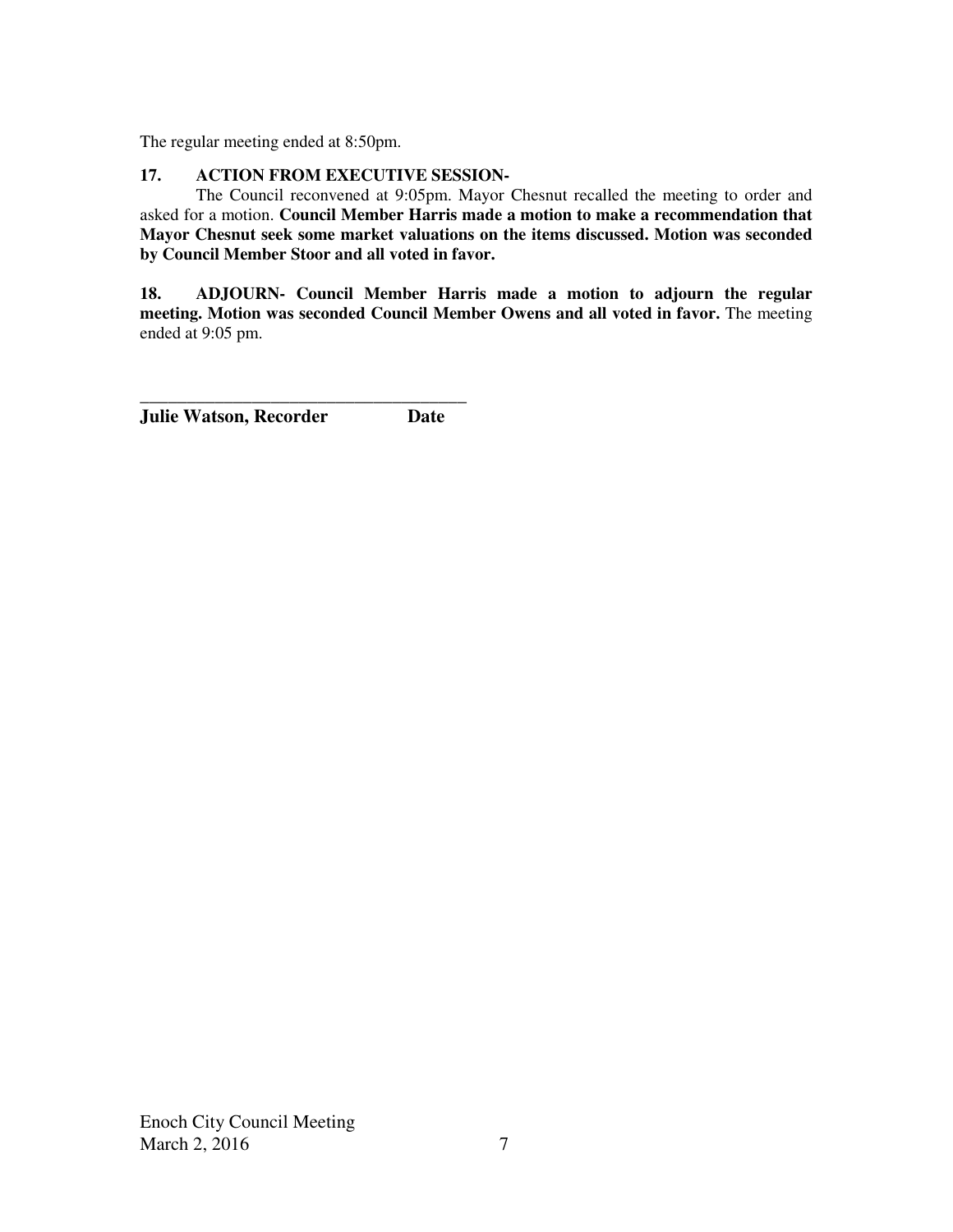The regular meeting ended at 8:50pm.

**17. ACTION FROM EXECUTIVE SESSION-**

The Council reconvened at 9:05pm. Mayor Chesnut recalled the meeting to order and asked for a motion. **Council Member Harris made a motion to make a recommendation that Mayor Chesnut seek some market valuations on the items discussed. Motion was seconded by Council Member Stoor and all voted in favor.**

**18. ADJOURN- Council Member Harris made a motion to adjourn the regular meeting. Motion was seconded Council Member Owens and all voted in favor.** The meeting ended at 9:05 pm.

\_\_\_\_\_\_\_\_\_\_\_\_\_\_\_\_\_\_\_\_\_\_\_\_\_\_\_\_\_\_\_\_\_\_\_\_\_\_

**Julie Watson, Recorder Date**